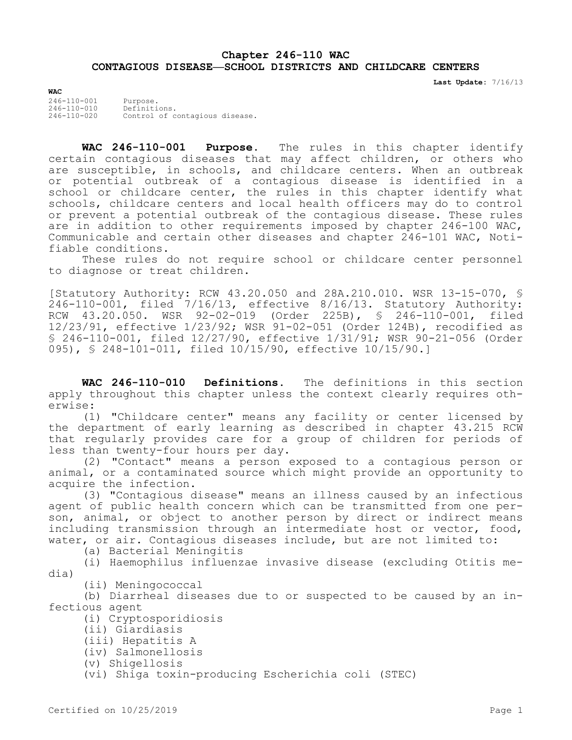# Chapter 246-110 WAC
## CONTAGIOUS DISEASE—SCHOOL DISTRICTS AND CHILDCARE CENTERS

**Last Update:** 7/16/13

**WAC**

246-110-001 Purpose.
246-110-010 Definitions.
246-110-020 Control of contagious disease.

**WAC 246-110-001 Purpose.** The rules in this chapter identify certain contagious diseases that may affect children, or others who are susceptible, in schools, and childcare centers. When an outbreak or potential outbreak of a contagious disease is identified in a school or childcare center, the rules in this chapter identify what schools, childcare centers and local health officers may do to control or prevent a potential outbreak of the contagious disease. These rules are in addition to other requirements imposed by chapter 246-100 WAC, Communicable and certain other diseases and chapter 246-101 WAC, Notifiable conditions.

These rules do not require school or childcare center personnel to diagnose or treat children.

[Statutory Authority: RCW 43.20.050 and 28A.210.010. WSR 13-15-070, § 246-110-001, filed 7/16/13, effective 8/16/13. Statutory Authority: RCW 43.20.050. WSR 92-02-019 (Order 225B), § 246-110-001, filed 12/23/91, effective 1/23/92; WSR 91-02-051 (Order 124B), recodified as § 246-110-001, filed 12/27/90, effective 1/31/91; WSR 90-21-056 (Order 095), § 248-101-011, filed 10/15/90, effective 10/15/90.]

**WAC 246-110-010 Definitions.** The definitions in this section apply throughout this chapter unless the context clearly requires otherwise:

(1) "Childcare center" means any facility or center licensed by the department of early learning as described in chapter 43.215 RCW that regularly provides care for a group of children for periods of less than twenty-four hours per day.

(2) "Contact" means a person exposed to a contagious person or animal, or a contaminated source which might provide an opportunity to acquire the infection.

(3) "Contagious disease" means an illness caused by an infectious agent of public health concern which can be transmitted from one person, animal, or object to another person by direct or indirect means including transmission through an intermediate host or vector, food, water, or air. Contagious diseases include, but are not limited to:

(a) Bacterial Meningitis

(i) Haemophilus influenzae invasive disease (excluding Otitis media)

(ii) Meningococcal

(b) Diarrheal diseases due to or suspected to be caused by an infectious agent

(i) Cryptosporidiosis

(ii) Giardiasis

(iii) Hepatitis A

(iv) Salmonellosis

(v) Shigellosis

(vi) Shiga toxin-producing Escherichia coli (STEC)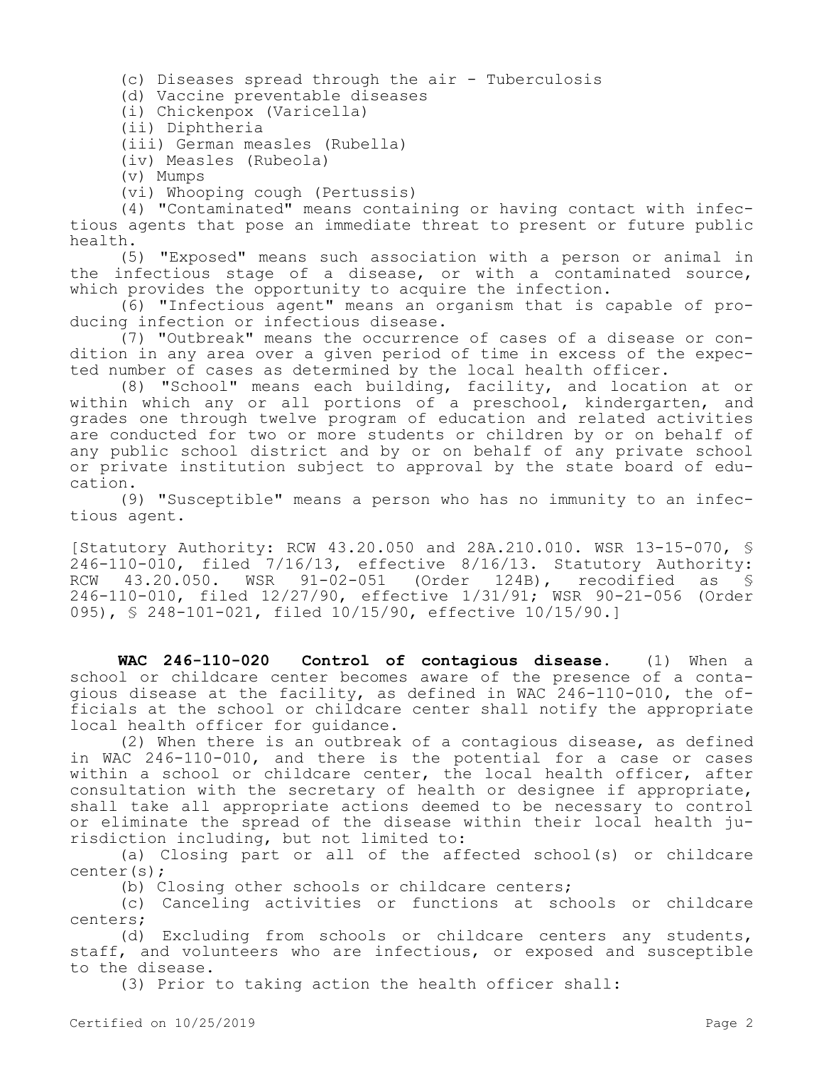(c) Diseases spread through the air - Tuberculosis

(d) Vaccine preventable diseases

(i) Chickenpox (Varicella)

(ii) Diphtheria

(iii) German measles (Rubella)

(iv) Measles (Rubeola)

(v) Mumps

(vi) Whooping cough (Pertussis)

(4) "Contaminated" means containing or having contact with infectious agents that pose an immediate threat to present or future public health.

(5) "Exposed" means such association with a person or animal in the infectious stage of a disease, or with a contaminated source, which provides the opportunity to acquire the infection.

(6) "Infectious agent" means an organism that is capable of producing infection or infectious disease.

(7) "Outbreak" means the occurrence of cases of a disease or condition in any area over a given period of time in excess of the expected number of cases as determined by the local health officer.

(8) "School" means each building, facility, and location at or within which any or all portions of a preschool, kindergarten, and grades one through twelve program of education and related activities are conducted for two or more students or children by or on behalf of any public school district and by or on behalf of any private school or private institution subject to approval by the state board of education.

(9) "Susceptible" means a person who has no immunity to an infectious agent.

[Statutory Authority: RCW 43.20.050 and 28A.210.010. WSR 13-15-070, § 246-110-010, filed 7/16/13, effective 8/16/13. Statutory Authority: RCW 43.20.050. WSR 91-02-051 (Order 124B), recodified as § 246-110-010, filed 12/27/90, effective 1/31/91; WSR 90-21-056 (Order 095), § 248-101-021, filed 10/15/90, effective 10/15/90.]

**WAC 246-110-020 Control of contagious disease.** (1) When a school or childcare center becomes aware of the presence of a contagious disease at the facility, as defined in WAC 246-110-010, the officials at the school or childcare center shall notify the appropriate local health officer for guidance.

(2) When there is an outbreak of a contagious disease, as defined in WAC 246-110-010, and there is the potential for a case or cases within a school or childcare center, the local health officer, after consultation with the secretary of health or designee if appropriate, shall take all appropriate actions deemed to be necessary to control or eliminate the spread of the disease within their local health jurisdiction including, but not limited to:

(a) Closing part or all of the affected school(s) or childcare center(s);

(b) Closing other schools or childcare centers;

(c) Canceling activities or functions at schools or childcare centers;

(d) Excluding from schools or childcare centers any students, staff, and volunteers who are infectious, or exposed and susceptible to the disease.

(3) Prior to taking action the health officer shall: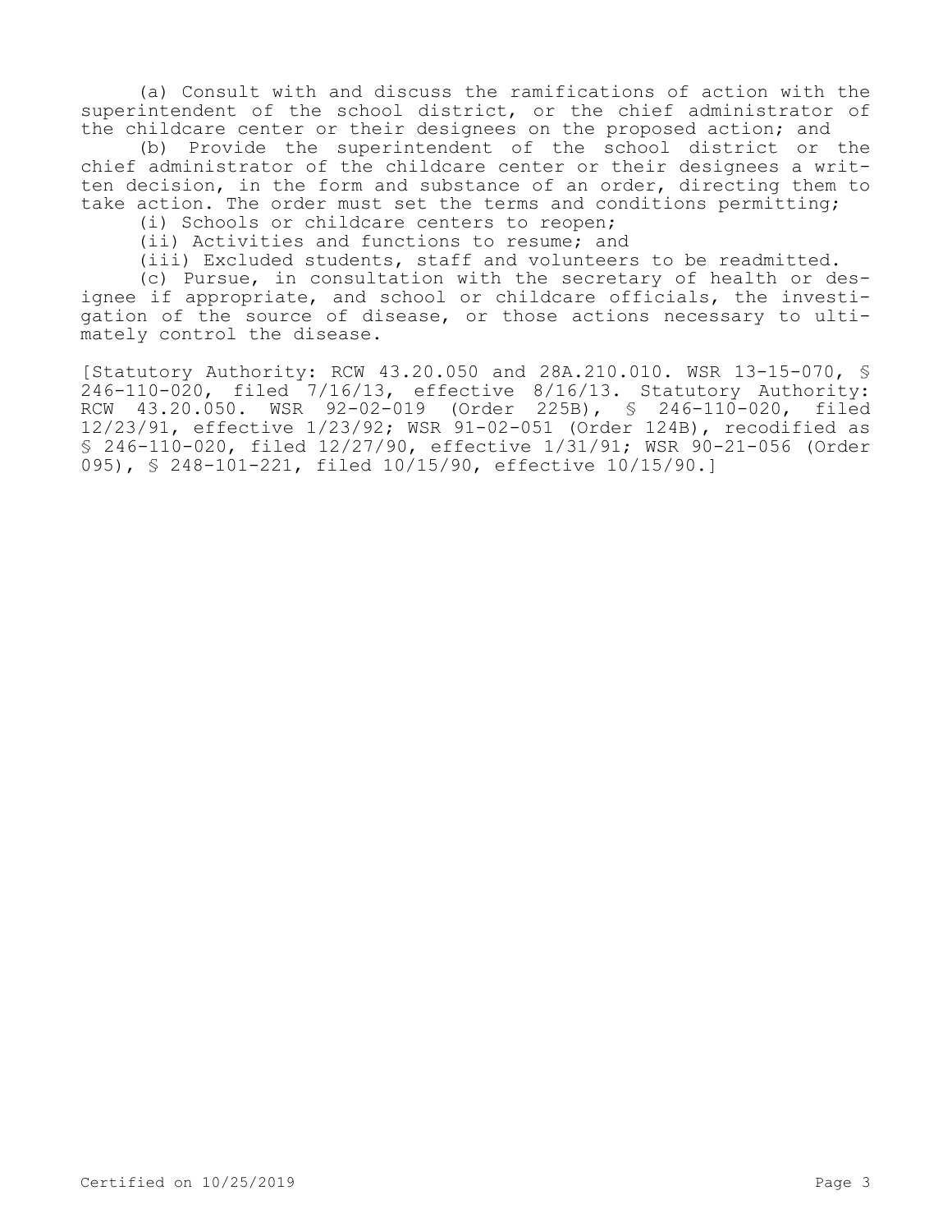(a) Consult with and discuss the ramifications of action with the superintendent of the school district, or the chief administrator of the childcare center or their designees on the proposed action; and

(b) Provide the superintendent of the school district or the chief administrator of the childcare center or their designees a written decision, in the form and substance of an order, directing them to take action. The order must set the terms and conditions permitting;

(i) Schools or childcare centers to reopen;

(ii) Activities and functions to resume; and

(iii) Excluded students, staff and volunteers to be readmitted.

(c) Pursue, in consultation with the secretary of health or designee if appropriate, and school or childcare officials, the investigation of the source of disease, or those actions necessary to ultimately control the disease.

[Statutory Authority: RCW 43.20.050 and 28A.210.010. WSR 13-15-070, § 246-110-020, filed 7/16/13, effective 8/16/13. Statutory Authority: RCW 43.20.050. WSR 92-02-019 (Order 225B), § 246-110-020, filed 12/23/91, effective 1/23/92; WSR 91-02-051 (Order 124B), recodified as § 246-110-020, filed 12/27/90, effective 1/31/91; WSR 90-21-056 (Order 095), § 248-101-221, filed 10/15/90, effective 10/15/90.]